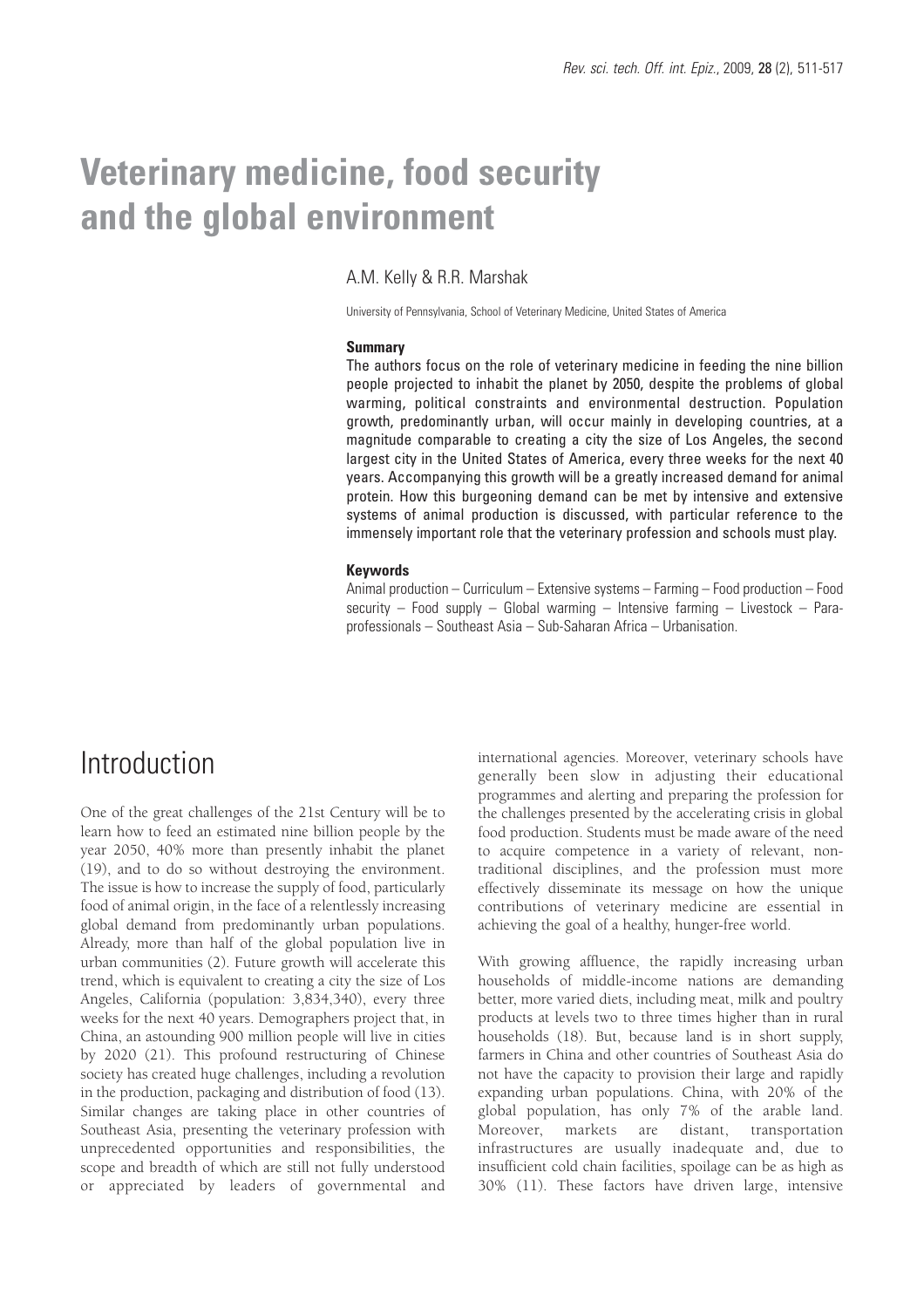# Veterinary medicine, food security and the global environment

A.M. Kelly & R.R. Marshak

University of Pennsylvania, School of Veterinary Medicine, United States of America

**Summary**

The authors focus on the role of veterinary medicine in feeding the nine billion people projected to inhabit the planet by 2050, despite the problems of global warming, political constraints and environmental destruction. Population growth, predominantly urban, will occur mainly in developing countries, at a magnitude comparable to creating a city the size of Los Angeles, the second largest city in the United States of America, every three weeks for the next 40 years. Accompanying this growth will be a greatly increased demand for animal protein. How this burgeoning demand can be met by intensive and extensive systems of animal production is discussed, with particular reference to the immensely important role that the veterinary profession and schools must play.

**Keywords**

Animal production – Curriculum – Extensive systems – Farming – Food production – Food security – Food supply – Global warming – Intensive farming – Livestock – Para-professionals – Southeast Asia – Sub-Saharan Africa – Urbanisation.

## Introduction

One of the great challenges of the 21st Century will be to learn how to feed an estimated nine billion people by the year 2050, 40% more than presently inhabit the planet (19), and to do so without destroying the environment. The issue is how to increase the supply of food, particularly food of animal origin, in the face of a relentlessly increasing global demand from predominantly urban populations. Already, more than half of the global population live in urban communities (2). Future growth will accelerate this trend, which is equivalent to creating a city the size of Los Angeles, California (population: 3,834,340), every three weeks for the next 40 years. Demographers project that, in China, an astounding 900 million people will live in cities by 2020 (21). This profound restructuring of Chinese society has created huge challenges, including a revolution in the production, packaging and distribution of food (13). Similar changes are taking place in other countries of Southeast Asia, presenting the veterinary profession with unprecedented opportunities and responsibilities, the scope and breadth of which are still not fully understood or appreciated by leaders of governmental and international agencies. Moreover, veterinary schools have generally been slow in adjusting their educational programmes and alerting and preparing the profession for the challenges presented by the accelerating crisis in global food production. Students must be made aware of the need to acquire competence in a variety of relevant, non-traditional disciplines, and the profession must more effectively disseminate its message on how the unique contributions of veterinary medicine are essential in achieving the goal of a healthy, hunger-free world.

With growing affluence, the rapidly increasing urban households of middle-income nations are demanding better, more varied diets, including meat, milk and poultry products at levels two to three times higher than in rural households (18). But, because land is in short supply, farmers in China and other countries of Southeast Asia do not have the capacity to provision their large and rapidly expanding urban populations. China, with 20% of the global population, has only 7% of the arable land. Moreover, markets are distant, transportation infrastructures are usually inadequate and, due to insufficient cold chain facilities, spoilage can be as high as 30% (11). These factors have driven large, intensive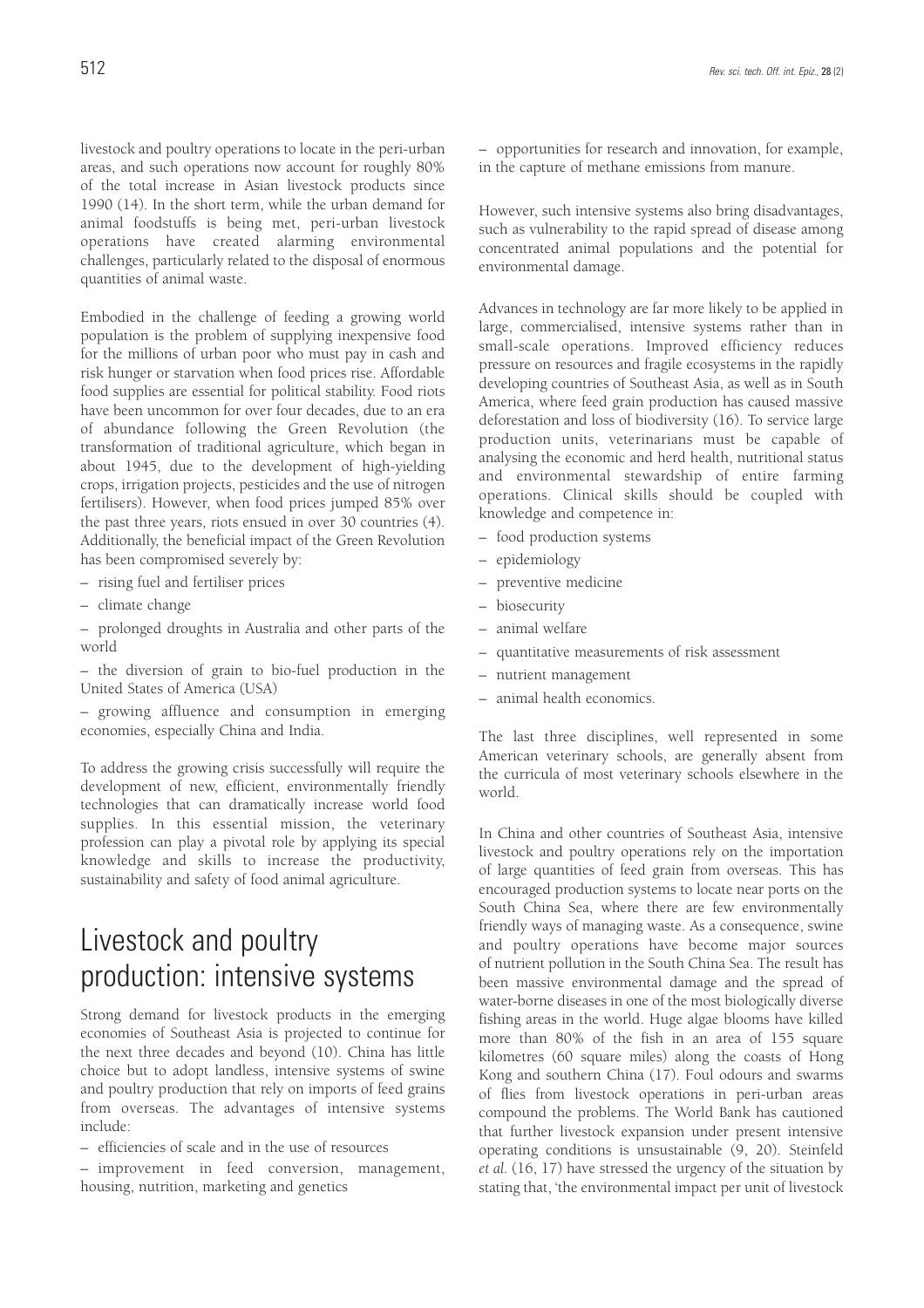livestock and poultry operations to locate in the peri-urban areas, and such operations now account for roughly 80% of the total increase in Asian livestock products since 1990 (14). In the short term, while the urban demand for animal foodstuffs is being met, peri-urban livestock operations have created alarming environmental challenges, particularly related to the disposal of enormous quantities of animal waste.

Embodied in the challenge of feeding a growing world population is the problem of supplying inexpensive food for the millions of urban poor who must pay in cash and risk hunger or starvation when food prices rise. Affordable food supplies are essential for political stability. Food riots have been uncommon for over four decades, due to an era of abundance following the Green Revolution (the transformation of traditional agriculture, which began in about 1945, due to the development of high-yielding crops, irrigation projects, pesticides and the use of nitrogen fertilisers). However, when food prices jumped 85% over the past three years, riots ensued in over 30 countries (4). Additionally, the beneficial impact of the Green Revolution has been compromised severely by:

- rising fuel and fertiliser prices
- climate change
- prolonged droughts in Australia and other parts of the world
- the diversion of grain to bio-fuel production in the United States of America (USA)
- growing affluence and consumption in emerging economies, especially China and India.

To address the growing crisis successfully will require the development of new, efficient, environmentally friendly technologies that can dramatically increase world food supplies. In this essential mission, the veterinary profession can play a pivotal role by applying its special knowledge and skills to increase the productivity, sustainability and safety of food animal agriculture.

# Livestock and poultry production: intensive systems

Strong demand for livestock products in the emerging economies of Southeast Asia is projected to continue for the next three decades and beyond (10). China has little choice but to adopt landless, intensive systems of swine and poultry production that rely on imports of feed grains from overseas. The advantages of intensive systems include:

- efficiencies of scale and in the use of resources
- improvement in feed conversion, management, housing, nutrition, marketing and genetics
- opportunities for research and innovation, for example, in the capture of methane emissions from manure.

However, such intensive systems also bring disadvantages, such as vulnerability to the rapid spread of disease among concentrated animal populations and the potential for environmental damage.

Advances in technology are far more likely to be applied in large, commercialised, intensive systems rather than in small-scale operations. Improved efficiency reduces pressure on resources and fragile ecosystems in the rapidly developing countries of Southeast Asia, as well as in South America, where feed grain production has caused massive deforestation and loss of biodiversity (16). To service large production units, veterinarians must be capable of analysing the economic and herd health, nutritional status and environmental stewardship of entire farming operations. Clinical skills should be coupled with knowledge and competence in:

- food production systems
- epidemiology
- preventive medicine
- biosecurity
- animal welfare
- quantitative measurements of risk assessment
- nutrient management
- animal health economics.

The last three disciplines, well represented in some American veterinary schools, are generally absent from the curricula of most veterinary schools elsewhere in the world.

In China and other countries of Southeast Asia, intensive livestock and poultry operations rely on the importation of large quantities of feed grain from overseas. This has encouraged production systems to locate near ports on the South China Sea, where there are few environmentally friendly ways of managing waste. As a consequence, swine and poultry operations have become major sources of nutrient pollution in the South China Sea. The result has been massive environmental damage and the spread of water-borne diseases in one of the most biologically diverse fishing areas in the world. Huge algae blooms have killed more than 80% of the fish in an area of 155 square kilometres (60 square miles) along the coasts of Hong Kong and southern China (17). Foul odours and swarms of flies from livestock operations in peri-urban areas compound the problems. The World Bank has cautioned that further livestock expansion under present intensive operating conditions is unsustainable (9, 20). Steinfeld *et al.* (16, 17) have stressed the urgency of the situation by stating that, 'the environmental impact per unit of livestock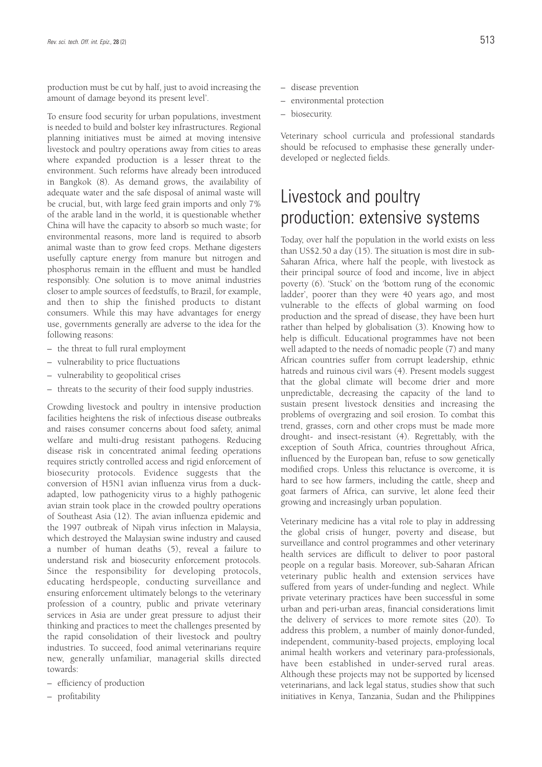production must be cut by half, just to avoid increasing the amount of damage beyond its present level'.

To ensure food security for urban populations, investment is needed to build and bolster key infrastructures. Regional planning initiatives must be aimed at moving intensive livestock and poultry operations away from cities to areas where expanded production is a lesser threat to the environment. Such reforms have already been introduced in Bangkok (8). As demand grows, the availability of adequate water and the safe disposal of animal waste will be crucial, but, with large feed grain imports and only 7% of the arable land in the world, it is questionable whether China will have the capacity to absorb so much waste; for environmental reasons, more land is required to absorb animal waste than to grow feed crops. Methane digesters usefully capture energy from manure but nitrogen and phosphorus remain in the effluent and must be handled responsibly. One solution is to move animal industries closer to ample sources of feedstuffs, to Brazil, for example, and then to ship the finished products to distant consumers. While this may have advantages for energy use, governments generally are adverse to the idea for the following reasons:

– the threat to full rural employment
– vulnerability to price fluctuations
– vulnerability to geopolitical crises
– threats to the security of their food supply industries.

Crowding livestock and poultry in intensive production facilities heightens the risk of infectious disease outbreaks and raises consumer concerns about food safety, animal welfare and multi-drug resistant pathogens. Reducing disease risk in concentrated animal feeding operations requires strictly controlled access and rigid enforcement of biosecurity protocols. Evidence suggests that the conversion of H5N1 avian influenza virus from a duck-adapted, low pathogenicity virus to a highly pathogenic avian strain took place in the crowded poultry operations of Southeast Asia (12). The avian influenza epidemic and the 1997 outbreak of Nipah virus infection in Malaysia, which destroyed the Malaysian swine industry and caused a number of human deaths (5), reveal a failure to understand risk and biosecurity enforcement protocols. Since the responsibility for developing protocols, educating herdspeople, conducting surveillance and ensuring enforcement ultimately belongs to the veterinary profession of a country, public and private veterinary services in Asia are under great pressure to adjust their thinking and practices to meet the challenges presented by the rapid consolidation of their livestock and poultry industries. To succeed, food animal veterinarians require new, generally unfamiliar, managerial skills directed towards:

– efficiency of production
– profitability
– disease prevention
– environmental protection
– biosecurity.

Veterinary school curricula and professional standards should be refocused to emphasise these generally under-developed or neglected fields.

# Livestock and poultry production: extensive systems

Today, over half the population in the world exists on less than US$2.50 a day (15). The situation is most dire in sub-Saharan Africa, where half the people, with livestock as their principal source of food and income, live in abject poverty (6). 'Stuck' on the 'bottom rung of the economic ladder', poorer than they were 40 years ago, and most vulnerable to the effects of global warming on food production and the spread of disease, they have been hurt rather than helped by globalisation (3). Knowing how to help is difficult. Educational programmes have not been well adapted to the needs of nomadic people (7) and many African countries suffer from corrupt leadership, ethnic hatreds and ruinous civil wars (4). Present models suggest that the global climate will become drier and more unpredictable, decreasing the capacity of the land to sustain present livestock densities and increasing the problems of overgrazing and soil erosion. To combat this trend, grasses, corn and other crops must be made more drought- and insect-resistant (4). Regrettably, with the exception of South Africa, countries throughout Africa, influenced by the European ban, refuse to sow genetically modified crops. Unless this reluctance is overcome, it is hard to see how farmers, including the cattle, sheep and goat farmers of Africa, can survive, let alone feed their growing and increasingly urban population.

Veterinary medicine has a vital role to play in addressing the global crisis of hunger, poverty and disease, but surveillance and control programmes and other veterinary health services are difficult to deliver to poor pastoral people on a regular basis. Moreover, sub-Saharan African veterinary public health and extension services have suffered from years of under-funding and neglect. While private veterinary practices have been successful in some urban and peri-urban areas, financial considerations limit the delivery of services to more remote sites (20). To address this problem, a number of mainly donor-funded, independent, community-based projects, employing local animal health workers and veterinary para-professionals, have been established in under-served rural areas. Although these projects may not be supported by licensed veterinarians, and lack legal status, studies show that such initiatives in Kenya, Tanzania, Sudan and the Philippines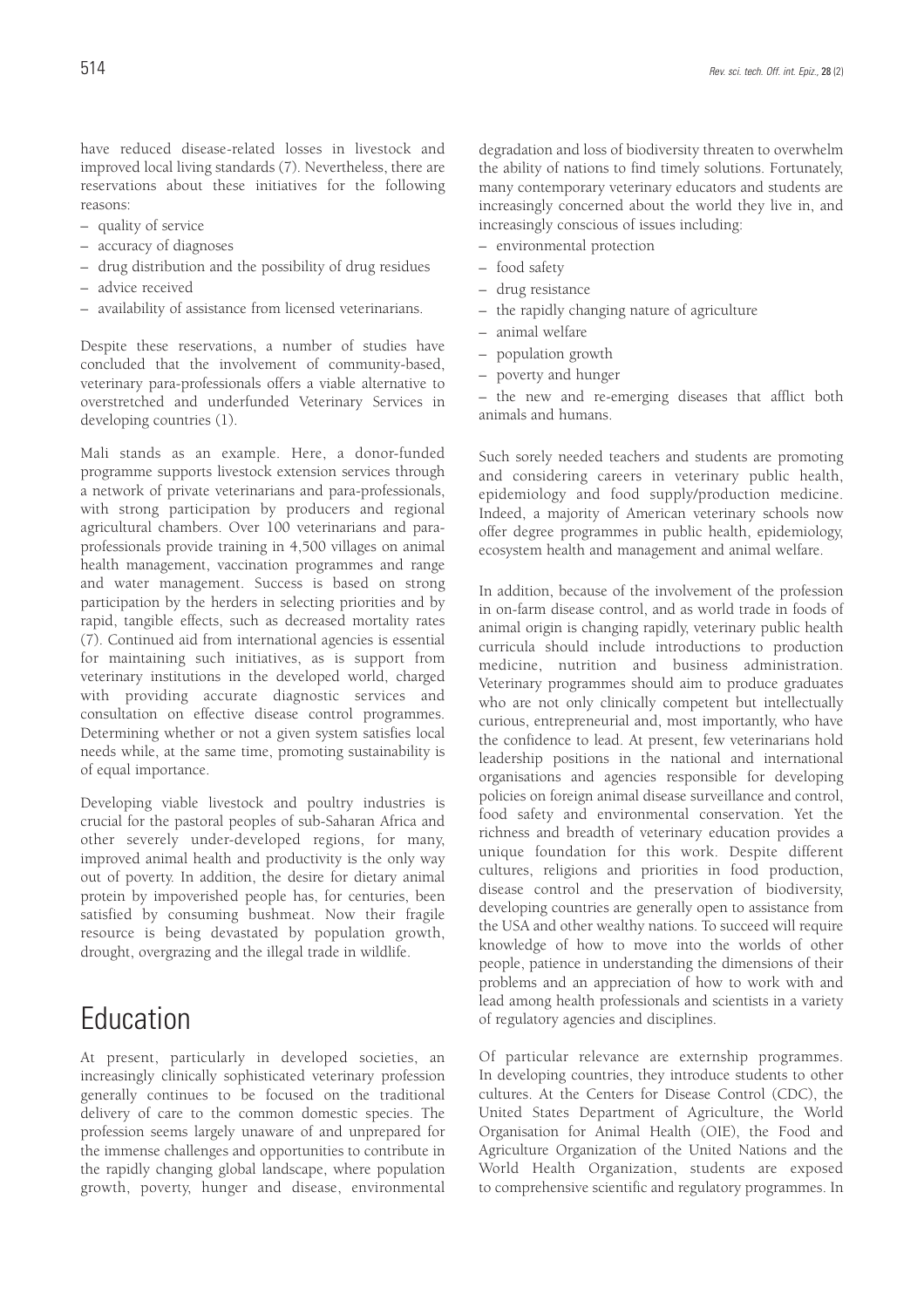have reduced disease-related losses in livestock and improved local living standards (7). Nevertheless, there are reservations about these initiatives for the following reasons:

– quality of service
– accuracy of diagnoses
– drug distribution and the possibility of drug residues
– advice received
– availability of assistance from licensed veterinarians.

Despite these reservations, a number of studies have concluded that the involvement of community-based, veterinary para-professionals offers a viable alternative to overstretched and underfunded Veterinary Services in developing countries (1).

Mali stands as an example. Here, a donor-funded programme supports livestock extension services through a network of private veterinarians and para-professionals, with strong participation by producers and regional agricultural chambers. Over 100 veterinarians and para-professionals provide training in 4,500 villages on animal health management, vaccination programmes and range and water management. Success is based on strong participation by the herders in selecting priorities and by rapid, tangible effects, such as decreased mortality rates (7). Continued aid from international agencies is essential for maintaining such initiatives, as is support from veterinary institutions in the developed world, charged with providing accurate diagnostic services and consultation on effective disease control programmes. Determining whether or not a given system satisfies local needs while, at the same time, promoting sustainability is of equal importance.

Developing viable livestock and poultry industries is crucial for the pastoral peoples of sub-Saharan Africa and other severely under-developed regions, for many, improved animal health and productivity is the only way out of poverty. In addition, the desire for dietary animal protein by impoverished people has, for centuries, been satisfied by consuming bushmeat. Now their fragile resource is being devastated by population growth, drought, overgrazing and the illegal trade in wildlife.

# Education

At present, particularly in developed societies, an increasingly clinically sophisticated veterinary profession generally continues to be focused on the traditional delivery of care to the common domestic species. The profession seems largely unaware of and unprepared for the immense challenges and opportunities to contribute in the rapidly changing global landscape, where population growth, poverty, hunger and disease, environmental degradation and loss of biodiversity threaten to overwhelm the ability of nations to find timely solutions. Fortunately, many contemporary veterinary educators and students are increasingly concerned about the world they live in, and increasingly conscious of issues including:

– environmental protection
– food safety
– drug resistance
– the rapidly changing nature of agriculture
– animal welfare
– population growth
– poverty and hunger
– the new and re-emerging diseases that afflict both animals and humans.

Such sorely needed teachers and students are promoting and considering careers in veterinary public health, epidemiology and food supply/production medicine. Indeed, a majority of American veterinary schools now offer degree programmes in public health, epidemiology, ecosystem health and management and animal welfare.

In addition, because of the involvement of the profession in on-farm disease control, and as world trade in foods of animal origin is changing rapidly, veterinary public health curricula should include introductions to production medicine, nutrition and business administration. Veterinary programmes should aim to produce graduates who are not only clinically competent but intellectually curious, entrepreneurial and, most importantly, who have the confidence to lead. At present, few veterinarians hold leadership positions in the national and international organisations and agencies responsible for developing policies on foreign animal disease surveillance and control, food safety and environmental conservation. Yet the richness and breadth of veterinary education provides a unique foundation for this work. Despite different cultures, religions and priorities in food production, disease control and the preservation of biodiversity, developing countries are generally open to assistance from the USA and other wealthy nations. To succeed will require knowledge of how to move into the worlds of other people, patience in understanding the dimensions of their problems and an appreciation of how to work with and lead among health professionals and scientists in a variety of regulatory agencies and disciplines.

Of particular relevance are externship programmes. In developing countries, they introduce students to other cultures. At the Centers for Disease Control (CDC), the United States Department of Agriculture, the World Organisation for Animal Health (OIE), the Food and Agriculture Organization of the United Nations and the World Health Organization, students are exposed to comprehensive scientific and regulatory programmes. In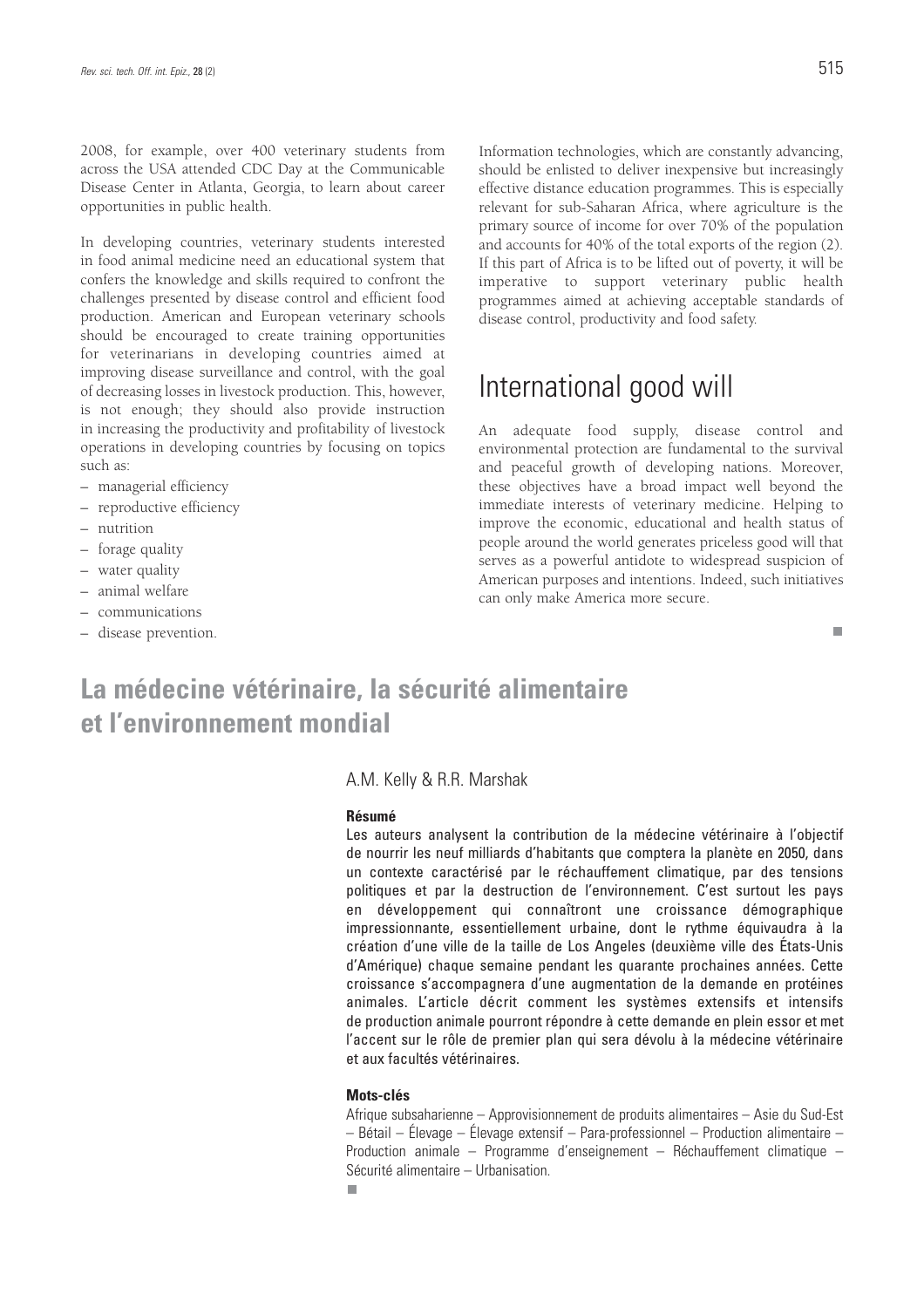2008, for example, over 400 veterinary students from across the USA attended CDC Day at the Communicable Disease Center in Atlanta, Georgia, to learn about career opportunities in public health.

In developing countries, veterinary students interested in food animal medicine need an educational system that confers the knowledge and skills required to confront the challenges presented by disease control and efficient food production. American and European veterinary schools should be encouraged to create training opportunities for veterinarians in developing countries aimed at improving disease surveillance and control, with the goal of decreasing losses in livestock production. This, however, is not enough; they should also provide instruction in increasing the productivity and profitability of livestock operations in developing countries by focusing on topics such as:

- managerial efficiency
- reproductive efficiency
- nutrition
- forage quality
- water quality
- animal welfare
- communications
- disease prevention.

Information technologies, which are constantly advancing, should be enlisted to deliver inexpensive but increasingly effective distance education programmes. This is especially relevant for sub-Saharan Africa, where agriculture is the primary source of income for over 70% of the population and accounts for 40% of the total exports of the region (2). If this part of Africa is to be lifted out of poverty, it will be imperative to support veterinary public health programmes aimed at achieving acceptable standards of disease control, productivity and food safety.

## International good will

An adequate food supply, disease control and environmental protection are fundamental to the survival and peaceful growth of developing nations. Moreover, these objectives have a broad impact well beyond the immediate interests of veterinary medicine. Helping to improve the economic, educational and health status of people around the world generates priceless good will that serves as a powerful antidote to widespread suspicion of American purposes and intentions. Indeed, such initiatives can only make America more secure.

# La médecine vétérinaire, la sécurité alimentaire et l'environnement mondial

A.M. Kelly & R.R. Marshak

**Résumé**

Les auteurs analysent la contribution de la médecine vétérinaire à l'objectif de nourrir les neuf milliards d'habitants que comptera la planète en 2050, dans un contexte caractérisé par le réchauffement climatique, par des tensions politiques et par la destruction de l'environnement. C'est surtout les pays en développement qui connaîtront une croissance démographique impressionnante, essentiellement urbaine, dont le rythme équivaudra à la création d'une ville de la taille de Los Angeles (deuxième ville des États-Unis d'Amérique) chaque semaine pendant les quarante prochaines années. Cette croissance s'accompagnera d'une augmentation de la demande en protéines animales. L'article décrit comment les systèmes extensifs et intensifs de production animale pourront répondre à cette demande en plein essor et met l'accent sur le rôle de premier plan qui sera dévolu à la médecine vétérinaire et aux facultés vétérinaires.

**Mots-clés**

Afrique subsaharienne – Approvisionnement de produits alimentaires – Asie du Sud-Est – Bétail – Élevage – Élevage extensif – Para-professionnel – Production alimentaire – Production animale – Programme d'enseignement – Réchauffement climatique – Sécurité alimentaire – Urbanisation.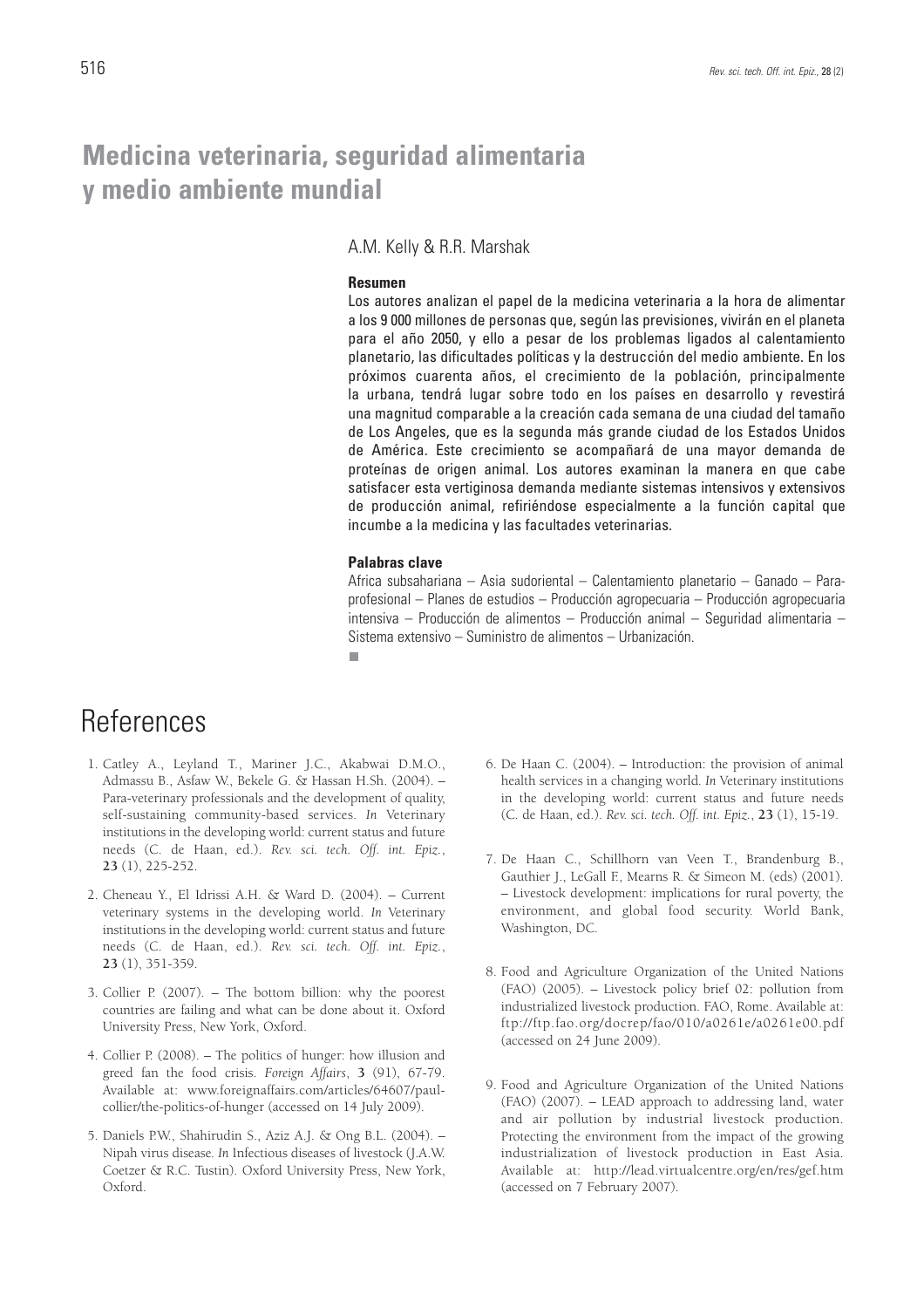# Medicina veterinaria, seguridad alimentaria y medio ambiente mundial

A.M. Kelly & R.R. Marshak

### Resumen

Los autores analizan el papel de la medicina veterinaria a la hora de alimentar a los 9 000 millones de personas que, según las previsiones, vivirán en el planeta para el año 2050, y ello a pesar de los problemas ligados al calentamiento planetario, las dificultades políticas y la destrucción del medio ambiente. En los próximos cuarenta años, el crecimiento de la población, principalmente la urbana, tendrá lugar sobre todo en los países en desarrollo y revestirá una magnitud comparable a la creación cada semana de una ciudad del tamaño de Los Angeles, que es la segunda más grande ciudad de los Estados Unidos de América. Este crecimiento se acompañará de una mayor demanda de proteínas de origen animal. Los autores examinan la manera en que cabe satisfacer esta vertiginosa demanda mediante sistemas intensivos y extensivos de producción animal, refiriéndose especialmente a la función capital que incumbe a la medicina y las facultades veterinarias.

### Palabras clave

Africa subsahariana – Asia sudoriental – Calentamiento planetario – Ganado – Paraprofesional – Planes de estudios – Producción agropecuaria – Producción agropecuaria intensiva – Producción de alimentos – Producción animal – Seguridad alimentaria – Sistema extensivo – Suministro de alimentos – Urbanización.

## References

1. Catley A., Leyland T., Mariner J.C., Akabwai D.M.O., Admassu B., Asfaw W., Bekele G. & Hassan H.Sh. (2004). – Para-veterinary professionals and the development of quality, self-sustaining community-based services. *In* Veterinary institutions in the developing world: current status and future needs (C. de Haan, ed.). *Rev. sci. tech. Off. int. Epiz.*, **23** (1), 225-252.

2. Cheneau Y., El Idrissi A.H. & Ward D. (2004). – Current veterinary systems in the developing world. *In* Veterinary institutions in the developing world: current status and future needs (C. de Haan, ed.). *Rev. sci. tech. Off. int. Epiz.*, **23** (1), 351-359.

3. Collier P. (2007). – The bottom billion: why the poorest countries are failing and what can be done about it. Oxford University Press, New York, Oxford.

4. Collier P. (2008). – The politics of hunger: how illusion and greed fan the food crisis. *Foreign Affairs*, **3** (91), 67-79. Available at: www.foreignaffairs.com/articles/64607/paul-collier/the-politics-of-hunger (accessed on 14 July 2009).

5. Daniels P.W., Shahirudin S., Aziz A.J. & Ong B.L. (2004). – Nipah virus disease. *In* Infectious diseases of livestock (J.A.W. Coetzer & R.C. Tustin). Oxford University Press, New York, Oxford.

6. De Haan C. (2004). – Introduction: the provision of animal health services in a changing world. *In* Veterinary institutions in the developing world: current status and future needs (C. de Haan, ed.). *Rev. sci. tech. Off. int. Epiz.*, **23** (1), 15-19.

7. De Haan C., Schillhorn van Veen T., Brandenburg B., Gauthier J., LeGall F., Mearns R. & Simeon M. (eds) (2001). – Livestock development: implications for rural poverty, the environment, and global food security. World Bank, Washington, DC.

8. Food and Agriculture Organization of the United Nations (FAO) (2005). – Livestock policy brief 02: pollution from industrialized livestock production. FAO, Rome. Available at: ftp://ftp.fao.org/docrep/fao/010/a0261e/a0261e00.pdf (accessed on 24 June 2009).

9. Food and Agriculture Organization of the United Nations (FAO) (2007). – LEAD approach to addressing land, water and air pollution by industrial livestock production. Protecting the environment from the impact of the growing industrialization of livestock production in East Asia. Available at: http://lead.virtualcentre.org/en/res/gef.htm (accessed on 7 February 2007).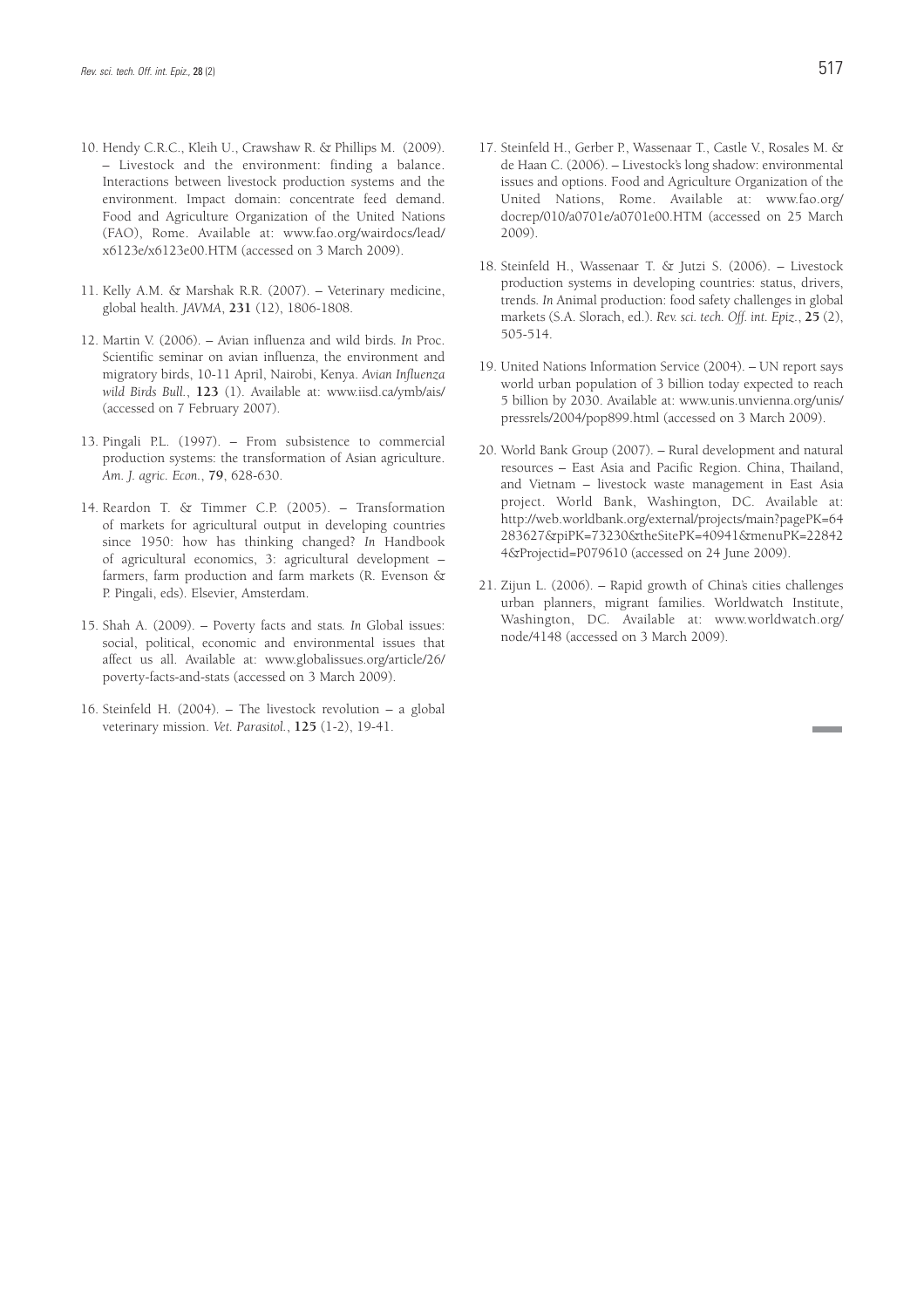10. Hendy C.R.C., Kleih U., Crawshaw R. & Phillips M. (2009). – Livestock and the environment: finding a balance. Interactions between livestock production systems and the environment. Impact domain: concentrate feed demand. Food and Agriculture Organization of the United Nations (FAO), Rome. Available at: www.fao.org/wairdocs/lead/x6123e/x6123e00.HTM (accessed on 3 March 2009).

11. Kelly A.M. & Marshak R.R. (2007). – Veterinary medicine, global health. *JAVMA*, **231** (12), 1806-1808.

12. Martin V. (2006). – Avian influenza and wild birds. *In* Proc. Scientific seminar on avian influenza, the environment and migratory birds, 10-11 April, Nairobi, Kenya. *Avian Influenza wild Birds Bull.*, **123** (1). Available at: www.iisd.ca/ymb/ais/ (accessed on 7 February 2007).

13. Pingali P.L. (1997). – From subsistence to commercial production systems: the transformation of Asian agriculture. *Am. J. agric. Econ.*, **79**, 628-630.

14. Reardon T. & Timmer C.P. (2005). – Transformation of markets for agricultural output in developing countries since 1950: how has thinking changed? *In* Handbook of agricultural economics, 3: agricultural development – farmers, farm production and farm markets (R. Evenson & P. Pingali, eds). Elsevier, Amsterdam.

15. Shah A. (2009). – Poverty facts and stats. *In* Global issues: social, political, economic and environmental issues that affect us all. Available at: www.globalissues.org/article/26/poverty-facts-and-stats (accessed on 3 March 2009).

16. Steinfeld H. (2004). – The livestock revolution – a global veterinary mission. *Vet. Parasitol.*, **125** (1-2), 19-41.

17. Steinfeld H., Gerber P., Wassenaar T., Castle V., Rosales M. & de Haan C. (2006). – Livestock's long shadow: environmental issues and options. Food and Agriculture Organization of the United Nations, Rome. Available at: www.fao.org/docrep/010/a0701e/a0701e00.HTM (accessed on 25 March 2009).

18. Steinfeld H., Wassenaar T. & Jutzi S. (2006). – Livestock production systems in developing countries: status, drivers, trends. *In* Animal production: food safety challenges in global markets (S.A. Slorach, ed.). *Rev. sci. tech. Off. int. Epiz.*, **25** (2), 505-514.

19. United Nations Information Service (2004). – UN report says world urban population of 3 billion today expected to reach 5 billion by 2030. Available at: www.unis.unvienna.org/unis/pressrels/2004/pop899.html (accessed on 3 March 2009).

20. World Bank Group (2007). – Rural development and natural resources – East Asia and Pacific Region. China, Thailand, and Vietnam – livestock waste management in East Asia project. World Bank, Washington, DC. Available at: http://web.worldbank.org/external/projects/main?pagePK=64283627&piPK=73230&theSitePK=40941&menuPK=228424&Projectid=P079610 (accessed on 24 June 2009).

21. Zijun L. (2006). – Rapid growth of China's cities challenges urban planners, migrant families. Worldwatch Institute, Washington, DC. Available at: www.worldwatch.org/node/4148 (accessed on 3 March 2009).